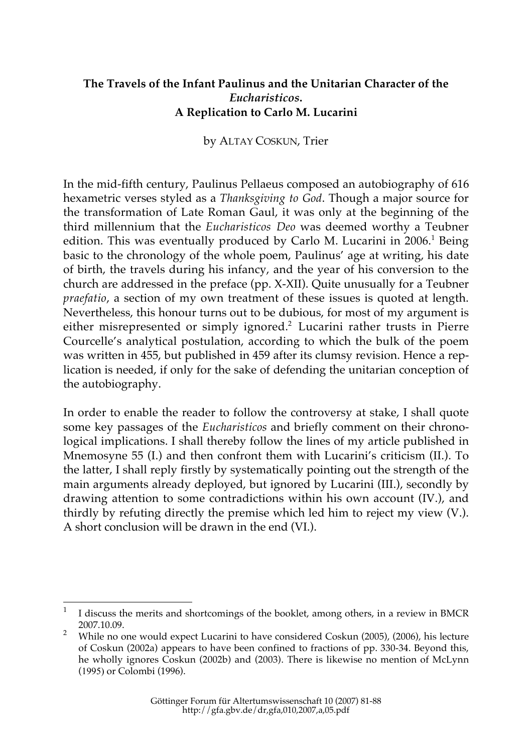**The Travels of the Infant Paulinus and the Unitarian Character of the *Eucharisticos*.**
**A Replication to Carlo M. Lucarini**

by ALTAY COSKUN, Trier

In the mid-fifth century, Paulinus Pellaeus composed an autobiography of 616 hexametric verses styled as a *Thanksgiving to God*. Though a major source for the transformation of Late Roman Gaul, it was only at the beginning of the third millennium that the *Eucharisticos Deo* was deemed worthy a Teubner edition. This was eventually produced by Carlo M. Lucarini in 2006.[1] Being basic to the chronology of the whole poem, Paulinus' age at writing, his date of birth, the travels during his infancy, and the year of his conversion to the church are addressed in the preface (pp. X-XII). Quite unusually for a Teubner *praefatio*, a section of my own treatment of these issues is quoted at length. Nevertheless, this honour turns out to be dubious, for most of my argument is either misrepresented or simply ignored.[2] Lucarini rather trusts in Pierre Courcelle's analytical postulation, according to which the bulk of the poem was written in 455, but published in 459 after its clumsy revision. Hence a replication is needed, if only for the sake of defending the unitarian conception of the autobiography.

In order to enable the reader to follow the controversy at stake, I shall quote some key passages of the *Eucharisticos* and briefly comment on their chronological implications. I shall thereby follow the lines of my article published in Mnemosyne 55 (I.) and then confront them with Lucarini's criticism (II.). To the latter, I shall reply firstly by systematically pointing out the strength of the main arguments already deployed, but ignored by Lucarini (III.), secondly by drawing attention to some contradictions within his own account (IV.), and thirdly by refuting directly the premise which led him to reject my view (V.). A short conclusion will be drawn in the end (VI.).

---

1 I discuss the merits and shortcomings of the booklet, among others, in a review in BMCR 2007.10.09.

2 While no one would expect Lucarini to have considered Coskun (2005), (2006), his lecture of Coskun (2002a) appears to have been confined to fractions of pp. 330-34. Beyond this, he wholly ignores Coskun (2002b) and (2003). There is likewise no mention of McLynn (1995) or Colombi (1996).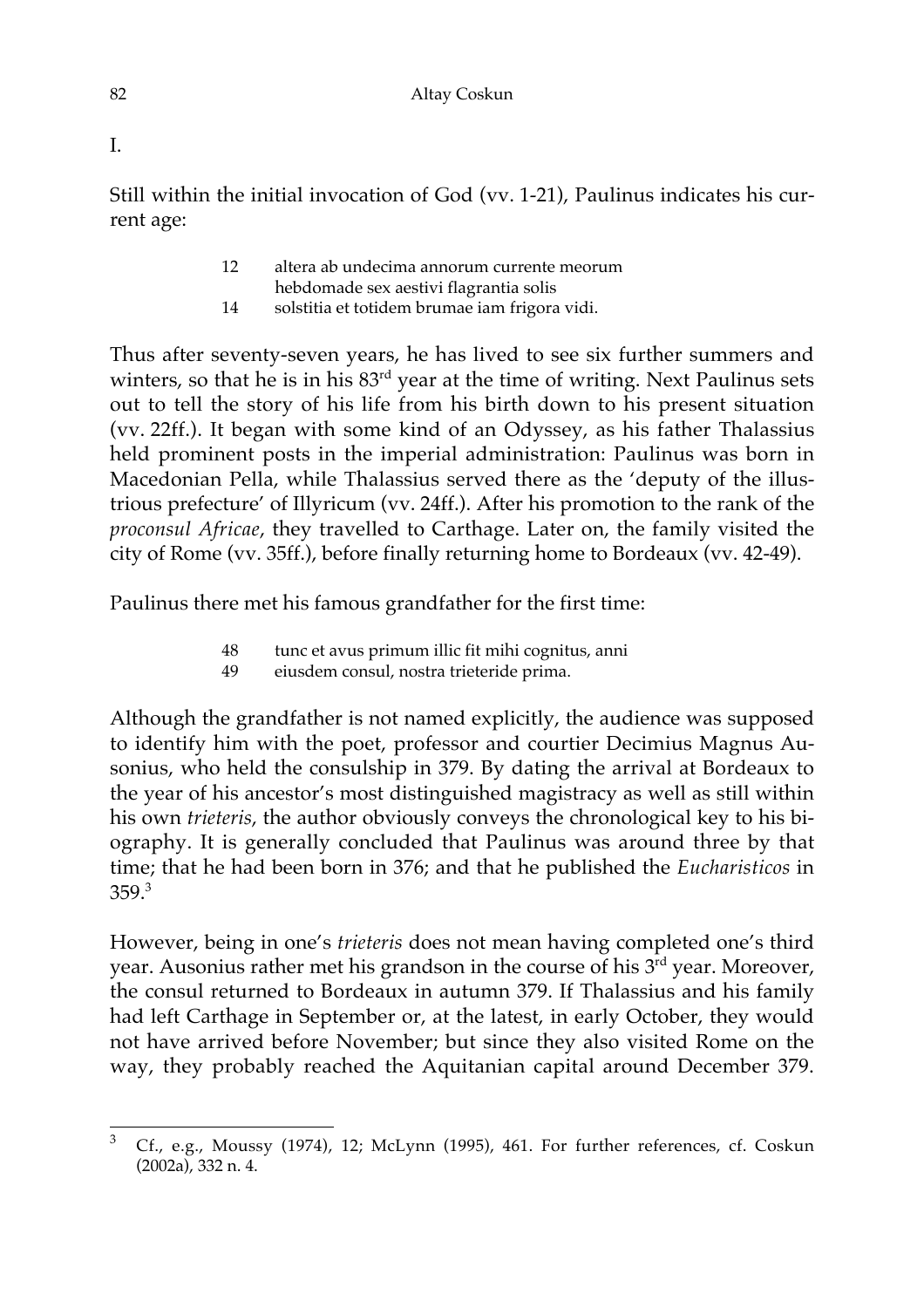I.

Still within the initial invocation of God (vv. 1-21), Paulinus indicates his current age:

> 12 altera ab undecima annorum currente meorum
> hebdomade sex aestivi flagrantia solis
> 14 solstitia et totidem brumae iam frigora vidi.

Thus after seventy-seven years, he has lived to see six further summers and winters, so that he is in his 83rd year at the time of writing. Next Paulinus sets out to tell the story of his life from his birth down to his present situation (vv. 22ff.). It began with some kind of an Odyssey, as his father Thalassius held prominent posts in the imperial administration: Paulinus was born in Macedonian Pella, while Thalassius served there as the 'deputy of the illustrious prefecture' of Illyricum (vv. 24ff.). After his promotion to the rank of the *proconsul Africae*, they travelled to Carthage. Later on, the family visited the city of Rome (vv. 35ff.), before finally returning home to Bordeaux (vv. 42-49).

Paulinus there met his famous grandfather for the first time:

> 48 tunc et avus primum illic fit mihi cognitus, anni
> 49 eiusdem consul, nostra trieteride prima.

Although the grandfather is not named explicitly, the audience was supposed to identify him with the poet, professor and courtier Decimius Magnus Ausonius, who held the consulship in 379. By dating the arrival at Bordeaux to the year of his ancestor's most distinguished magistracy as well as still within his own *trieteris*, the author obviously conveys the chronological key to his biography. It is generally concluded that Paulinus was around three by that time; that he had been born in 376; and that he published the *Eucharisticos* in 359.[3]

However, being in one's *trieteris* does not mean having completed one's third year. Ausonius rather met his grandson in the course of his 3rd year. Moreover, the consul returned to Bordeaux in autumn 379. If Thalassius and his family had left Carthage in September or, at the latest, in early October, they would not have arrived before November; but since they also visited Rome on the way, they probably reached the Aquitanian capital around December 379.

[3] Cf., e.g., Moussy (1974), 12; McLynn (1995), 461. For further references, cf. Coskun (2002a), 332 n. 4.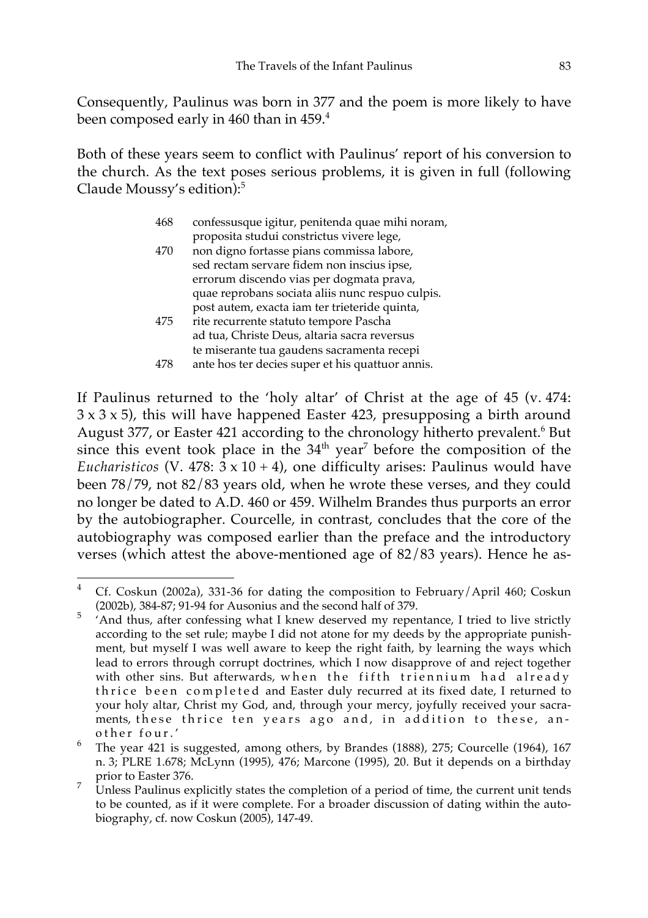Consequently, Paulinus was born in 377 and the poem is more likely to have been composed early in 460 than in 459.[4]

Both of these years seem to conflict with Paulinus' report of his conversion to the church. As the text poses serious problems, it is given in full (following Claude Moussy's edition):[5]

468 confessusque igitur, penitenda quae mihi noram,
proposita studui constrictus vivere lege,
470 non digno fortasse pians commissa labore,
sed rectam servare fidem non inscius ipse,
errorum discendo vias per dogmata prava,
quae reprobans sociata aliis nunc respuo culpis.
post autem, exacta iam ter trieteride quinta,
475 rite recurrente statuto tempore Pascha
ad tua, Christe Deus, altaria sacra reversus
te miserante tua gaudens sacramenta recepi
478 ante hos ter decies super et his quattuor annis.

If Paulinus returned to the 'holy altar' of Christ at the age of 45 (v. 474: 3 x 3 x 5), this will have happened Easter 423, presupposing a birth around August 377, or Easter 421 according to the chronology hitherto prevalent.[6] But since this event took place in the 34[th] year[7] before the composition of the *Eucharisticos* (V. 478: 3 x 10 + 4), one difficulty arises: Paulinus would have been 78/79, not 82/83 years old, when he wrote these verses, and they could no longer be dated to A.D. 460 or 459. Wilhelm Brandes thus purports an error by the autobiographer. Courcelle, in contrast, concludes that the core of the autobiography was composed earlier than the preface and the introductory verses (which attest the above-mentioned age of 82/83 years). Hence he as-

[4] Cf. Coskun (2002a), 331-36 for dating the composition to February/April 460; Coskun (2002b), 384-87; 91-94 for Ausonius and the second half of 379.

[5] 'And thus, after confessing what I knew deserved my repentance, I tried to live strictly according to the set rule; maybe I did not atone for my deeds by the appropriate punishment, but myself I was well aware to keep the right faith, by learning the ways which lead to errors through corrupt doctrines, which I now disapprove of and reject together with other sins. But afterwards, when the fifth triennium had already thrice been completed and Easter duly recurred at its fixed date, I returned to your holy altar, Christ my God, and, through your mercy, joyfully received your sacraments, these thrice ten years ago and, in addition to these, another four.'

[6] The year 421 is suggested, among others, by Brandes (1888), 275; Courcelle (1964), 167 n. 3; PLRE 1.678; McLynn (1995), 476; Marcone (1995), 20. But it depends on a birthday prior to Easter 376.

[7] Unless Paulinus explicitly states the completion of a period of time, the current unit tends to be counted, as if it were complete. For a broader discussion of dating within the autobiography, cf. now Coskun (2005), 147-49.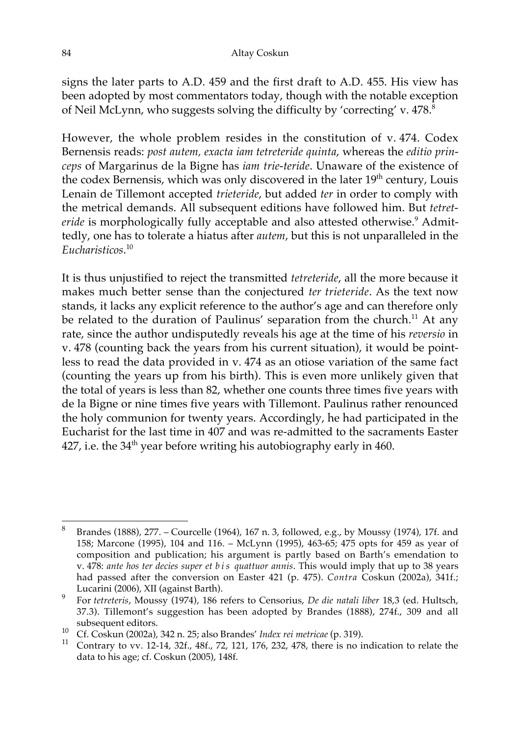signs the later parts to A.D. 459 and the first draft to A.D. 455. His view has been adopted by most commentators today, though with the notable exception of Neil McLynn, who suggests solving the difficulty by 'correcting' v. 478.[8]

However, the whole problem resides in the constitution of v. 474. Codex Bernensis reads: *post autem, exacta iam tetreteride quinta*, whereas the *editio princeps* of Margarinus de la Bigne has *iam trie-teride*. Unaware of the existence of the codex Bernensis, which was only discovered in the later 19th century, Louis Lenain de Tillemont accepted *trieteride*, but added *ter* in order to comply with the metrical demands. All subsequent editions have followed him. But *tetreteride* is morphologically fully acceptable and also attested otherwise.[9] Admittedly, one has to tolerate a hiatus after *autem*, but this is not unparalleled in the *Eucharisticos*.[10]

It is thus unjustified to reject the transmitted *tetreteride*, all the more because it makes much better sense than the conjectured *ter trieteride*. As the text now stands, it lacks any explicit reference to the author's age and can therefore only be related to the duration of Paulinus' separation from the church.[11] At any rate, since the author undisputedly reveals his age at the time of his *reversio* in v. 478 (counting back the years from his current situation), it would be pointless to read the data provided in v. 474 as an otiose variation of the same fact (counting the years up from his birth). This is even more unlikely given that the total of years is less than 82, whether one counts three times five years with de la Bigne or nine times five years with Tillemont. Paulinus rather renounced the holy communion for twenty years. Accordingly, he had participated in the Eucharist for the last time in 407 and was re-admitted to the sacraments Easter 427, i.e. the 34th year before writing his autobiography early in 460.

---

[8] Brandes (1888), 277. – Courcelle (1964), 167 n. 3, followed, e.g., by Moussy (1974), 17f. and 158; Marcone (1995), 104 and 116. – McLynn (1995), 463-65; 475 opts for 459 as year of composition and publication; his argument is partly based on Barth's emendation to v. 478: *ante hos ter decies super et b i s quattuor annis*. This would imply that up to 38 years had passed after the conversion on Easter 421 (p. 475). *Contra* Coskun (2002a), 341f.; Lucarini (2006), XII (against Barth).

[9] For *tetreteris*, Moussy (1974), 186 refers to Censorius, *De die natali liber* 18,3 (ed. Hultsch, 37.3). Tillemont's suggestion has been adopted by Brandes (1888), 274f., 309 and all subsequent editors.

[10] Cf. Coskun (2002a), 342 n. 25; also Brandes' *Index rei metricae* (p. 319).

[11] Contrary to vv. 12-14, 32f., 48f., 72, 121, 176, 232, 478, there is no indication to relate the data to his age; cf. Coskun (2005), 148f.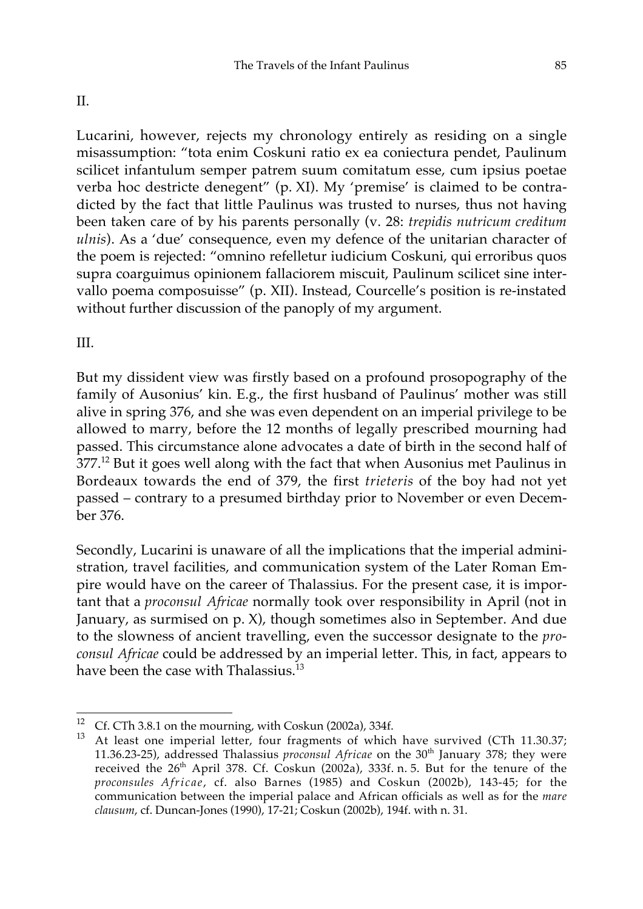II.

Lucarini, however, rejects my chronology entirely as residing on a single misassumption: "tota enim Coskuni ratio ex ea coniectura pendet, Paulinum scilicet infantulum semper patrem suum comitatum esse, cum ipsius poetae verba hoc destricte denegent" (p. XI). My 'premise' is claimed to be contradicted by the fact that little Paulinus was trusted to nurses, thus not having been taken care of by his parents personally (v. 28: *trepidis nutricum creditum ulnis*). As a 'due' consequence, even my defence of the unitarian character of the poem is rejected: "omnino refelletur iudicium Coskuni, qui erroribus quos supra coarguimus opinionem fallaciorem miscuit, Paulinum scilicet sine intervallo poema composuisse" (p. XII). Instead, Courcelle's position is re-instated without further discussion of the panoply of my argument.

III.

But my dissident view was firstly based on a profound prosopography of the family of Ausonius' kin. E.g., the first husband of Paulinus' mother was still alive in spring 376, and she was even dependent on an imperial privilege to be allowed to marry, before the 12 months of legally prescribed mourning had passed. This circumstance alone advocates a date of birth in the second half of 377.[12] But it goes well along with the fact that when Ausonius met Paulinus in Bordeaux towards the end of 379, the first *trieteris* of the boy had not yet passed – contrary to a presumed birthday prior to November or even December 376.

Secondly, Lucarini is unaware of all the implications that the imperial administration, travel facilities, and communication system of the Later Roman Empire would have on the career of Thalassius. For the present case, it is important that a *proconsul Africae* normally took over responsibility in April (not in January, as surmised on p. X), though sometimes also in September. And due to the slowness of ancient travelling, even the successor designate to the *proconsul Africae* could be addressed by an imperial letter. This, in fact, appears to have been the case with Thalassius.[13]

---

[12] Cf. CTh 3.8.1 on the mourning, with Coskun (2002a), 334f.

[13] At least one imperial letter, four fragments of which have survived (CTh 11.30.37; 11.36.23-25), addressed Thalassius *proconsul Africae* on the 30th January 378; they were received the 26th April 378. Cf. Coskun (2002a), 333f. n. 5. But for the tenure of the *proconsules Africae*, cf. also Barnes (1985) and Coskun (2002b), 143-45; for the communication between the imperial palace and African officials as well as for the *mare clausum*, cf. Duncan-Jones (1990), 17-21; Coskun (2002b), 194f. with n. 31.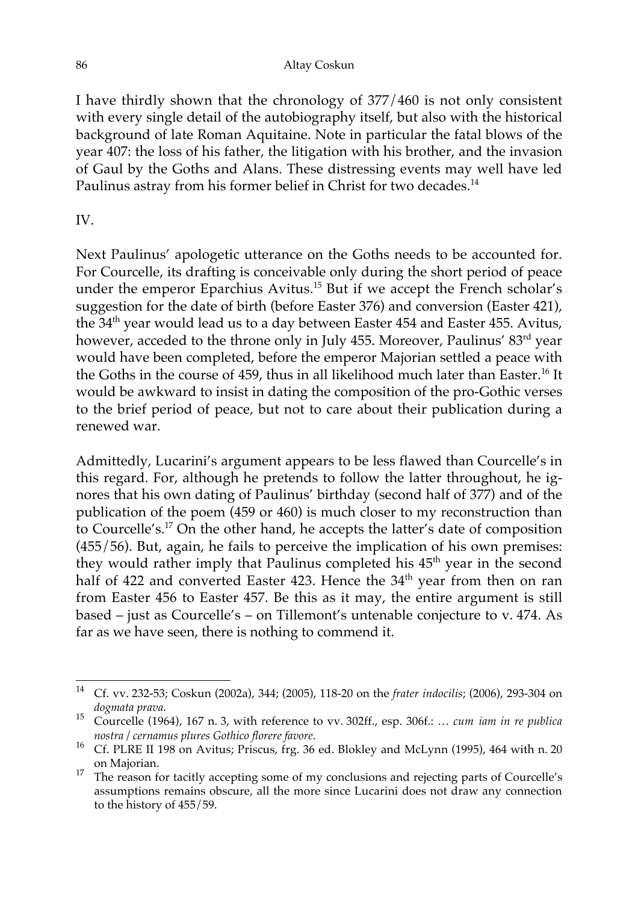I have thirdly shown that the chronology of 377/460 is not only consistent with every single detail of the autobiography itself, but also with the historical background of late Roman Aquitaine. Note in particular the fatal blows of the year 407: the loss of his father, the litigation with his brother, and the invasion of Gaul by the Goths and Alans. These distressing events may well have led Paulinus astray from his former belief in Christ for two decades.[14]

IV.

Next Paulinus' apologetic utterance on the Goths needs to be accounted for. For Courcelle, its drafting is conceivable only during the short period of peace under the emperor Eparchius Avitus.[15] But if we accept the French scholar's suggestion for the date of birth (before Easter 376) and conversion (Easter 421), the 34th year would lead us to a day between Easter 454 and Easter 455. Avitus, however, acceded to the throne only in July 455. Moreover, Paulinus' 83rd year would have been completed, before the emperor Majorian settled a peace with the Goths in the course of 459, thus in all likelihood much later than Easter.[16] It would be awkward to insist in dating the composition of the pro-Gothic verses to the brief period of peace, but not to care about their publication during a renewed war.

Admittedly, Lucarini's argument appears to be less flawed than Courcelle's in this regard. For, although he pretends to follow the latter throughout, he ignores that his own dating of Paulinus' birthday (second half of 377) and of the publication of the poem (459 or 460) is much closer to my reconstruction than to Courcelle's.[17] On the other hand, he accepts the latter's date of composition (455/56). But, again, he fails to perceive the implication of his own premises: they would rather imply that Paulinus completed his 45th year in the second half of 422 and converted Easter 423. Hence the 34th year from then on ran from Easter 456 to Easter 457. Be this as it may, the entire argument is still based – just as Courcelle's – on Tillemont's untenable conjecture to v. 474. As far as we have seen, there is nothing to commend it.

---

[14] Cf. vv. 232-53; Coskun (2002a), 344; (2005), 118-20 on the *frater indocilis*; (2006), 293-304 on *dogmata prava*.

[15] Courcelle (1964), 167 n. 3, with reference to vv. 302ff., esp. 306f.: … *cum iam in re publica nostra / cernamus plures Gothico florere favore*.

[16] Cf. PLRE II 198 on Avitus; Priscus, frg. 36 ed. Blokley and McLynn (1995), 464 with n. 20 on Majorian.

[17] The reason for tacitly accepting some of my conclusions and rejecting parts of Courcelle's assumptions remains obscure, all the more since Lucarini does not draw any connection to the history of 455/59.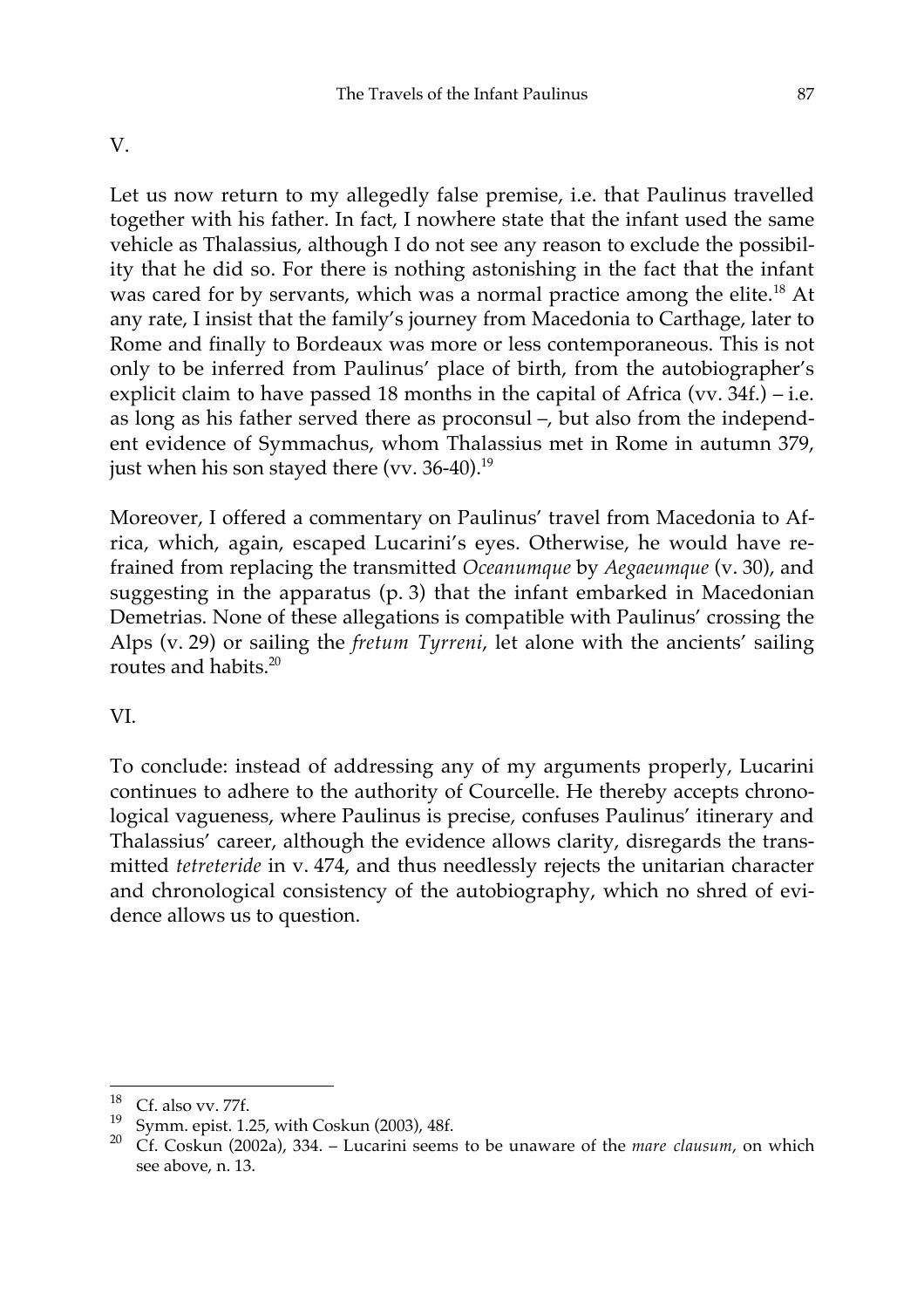V.

Let us now return to my allegedly false premise, i.e. that Paulinus travelled together with his father. In fact, I nowhere state that the infant used the same vehicle as Thalassius, although I do not see any reason to exclude the possibility that he did so. For there is nothing astonishing in the fact that the infant was cared for by servants, which was a normal practice among the elite.[18] At any rate, I insist that the family's journey from Macedonia to Carthage, later to Rome and finally to Bordeaux was more or less contemporaneous. This is not only to be inferred from Paulinus' place of birth, from the autobiographer's explicit claim to have passed 18 months in the capital of Africa (vv. 34f.) – i.e. as long as his father served there as proconsul –, but also from the independent evidence of Symmachus, whom Thalassius met in Rome in autumn 379, just when his son stayed there (vv. 36-40).[19]

Moreover, I offered a commentary on Paulinus' travel from Macedonia to Africa, which, again, escaped Lucarini's eyes. Otherwise, he would have refrained from replacing the transmitted *Oceanumque* by *Aegaeumque* (v. 30), and suggesting in the apparatus (p. 3) that the infant embarked in Macedonian Demetrias. None of these allegations is compatible with Paulinus' crossing the Alps (v. 29) or sailing the *fretum Tyrreni*, let alone with the ancients' sailing routes and habits.[20]

VI.

To conclude: instead of addressing any of my arguments properly, Lucarini continues to adhere to the authority of Courcelle. He thereby accepts chronological vagueness, where Paulinus is precise, confuses Paulinus' itinerary and Thalassius' career, although the evidence allows clarity, disregards the transmitted *tetreteride* in v. 474, and thus needlessly rejects the unitarian character and chronological consistency of the autobiography, which no shred of evidence allows us to question.

---

[18] Cf. also vv. 77f.

[19] Symm. epist. 1.25, with Coskun (2003), 48f.

[20] Cf. Coskun (2002a), 334. – Lucarini seems to be unaware of the *mare clausum*, on which see above, n. 13.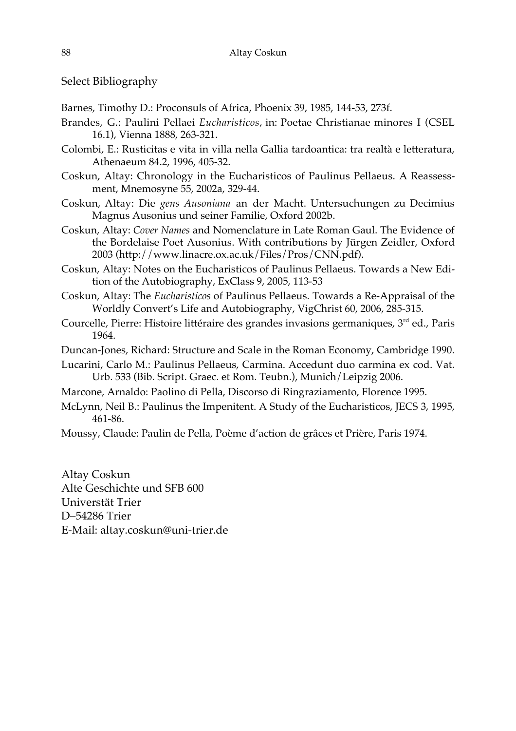## Select Bibliography

Barnes, Timothy D.: Proconsuls of Africa, Phoenix 39, 1985, 144-53, 273f.

Brandes, G.: Paulini Pellaei *Eucharisticos*, in: Poetae Christianae minores I (CSEL 16.1), Vienna 1888, 263-321.

Colombi, E.: Rusticitas e vita in villa nella Gallia tardoantica: tra realtà e letteratura, Athenaeum 84.2, 1996, 405-32.

Coskun, Altay: Chronology in the Eucharisticos of Paulinus Pellaeus. A Reassessment, Mnemosyne 55, 2002a, 329-44.

Coskun, Altay: Die *gens Ausoniana* an der Macht. Untersuchungen zu Decimius Magnus Ausonius und seiner Familie, Oxford 2002b.

Coskun, Altay: *Cover Names* and Nomenclature in Late Roman Gaul. The Evidence of the Bordelaise Poet Ausonius. With contributions by Jürgen Zeidler, Oxford 2003 (http://www.linacre.ox.ac.uk/Files/Pros/CNN.pdf).

Coskun, Altay: Notes on the Eucharisticos of Paulinus Pellaeus. Towards a New Edition of the Autobiography, ExClass 9, 2005, 113-53

Coskun, Altay: The *Eucharisticos* of Paulinus Pellaeus. Towards a Re-Appraisal of the Worldly Convert's Life and Autobiography, VigChrist 60, 2006, 285-315.

Courcelle, Pierre: Histoire littéraire des grandes invasions germaniques, 3rd ed., Paris 1964.

Duncan-Jones, Richard: Structure and Scale in the Roman Economy, Cambridge 1990.

Lucarini, Carlo M.: Paulinus Pellaeus, Carmina. Accedunt duo carmina ex cod. Vat. Urb. 533 (Bib. Script. Graec. et Rom. Teubn.), Munich/Leipzig 2006.

Marcone, Arnaldo: Paolino di Pella, Discorso di Ringraziamento, Florence 1995.

McLynn, Neil B.: Paulinus the Impenitent. A Study of the Eucharisticos, JECS 3, 1995, 461-86.

Moussy, Claude: Paulin de Pella, Poème d'action de grâces et Prière, Paris 1974.

Altay Coskun
Alte Geschichte und SFB 600
Universtät Trier
D–54286 Trier
E-Mail: altay.coskun@uni-trier.de